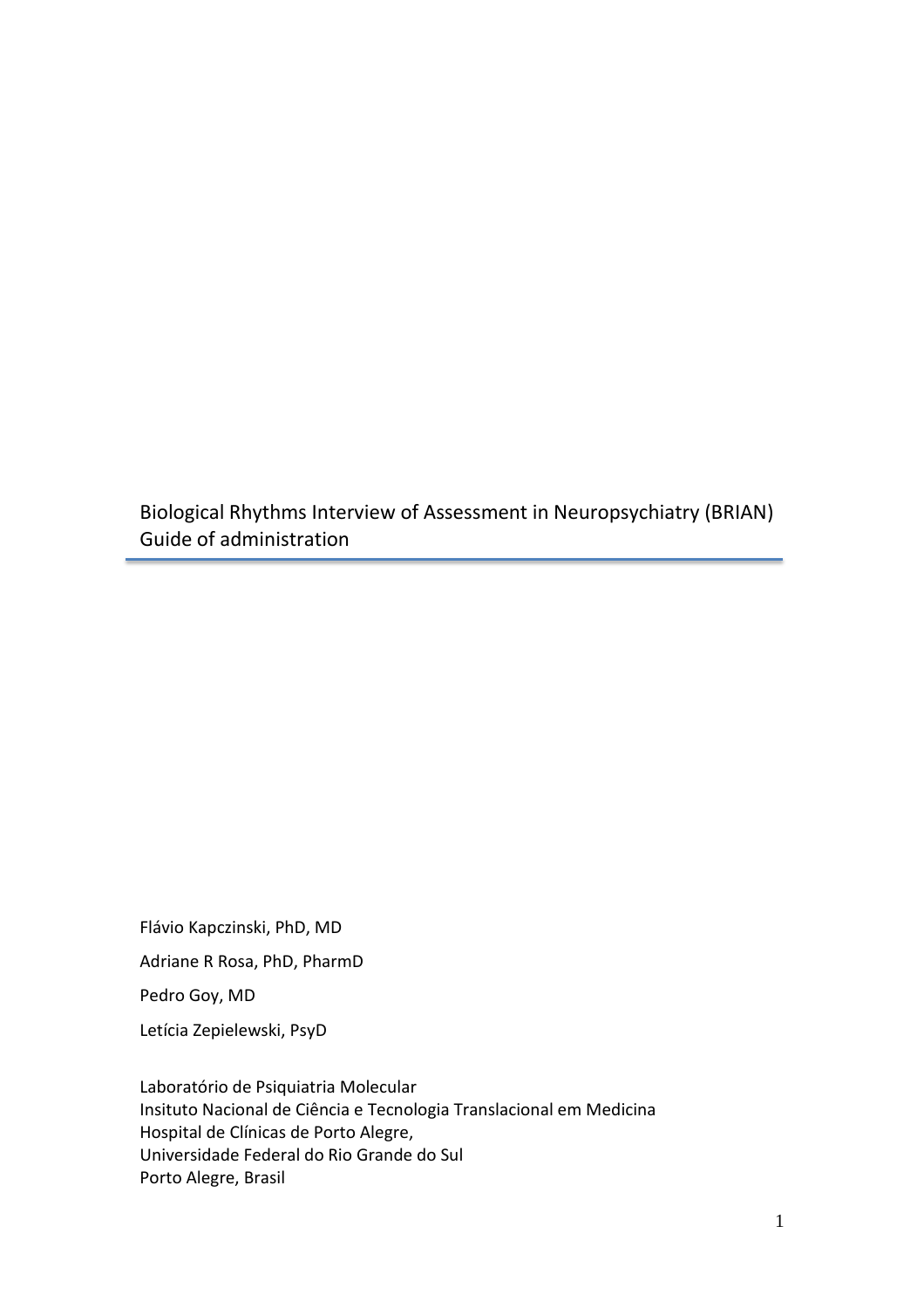# Biological Rhythms Interview of Assessment in Neuropsychiatry (BRIAN)
## Guide of administration

Flávio Kapczinski, PhD, MD

Adriane R Rosa, PhD, PharmD

Pedro Goy, MD

Letícia Zepielewski, PsyD

Laboratório de Psiquiatria Molecular
Insituto Nacional de Ciência e Tecnologia Translacional em Medicina
Hospital de Clínicas de Porto Alegre,
Universidade Federal do Rio Grande do Sul
Porto Alegre, Brasil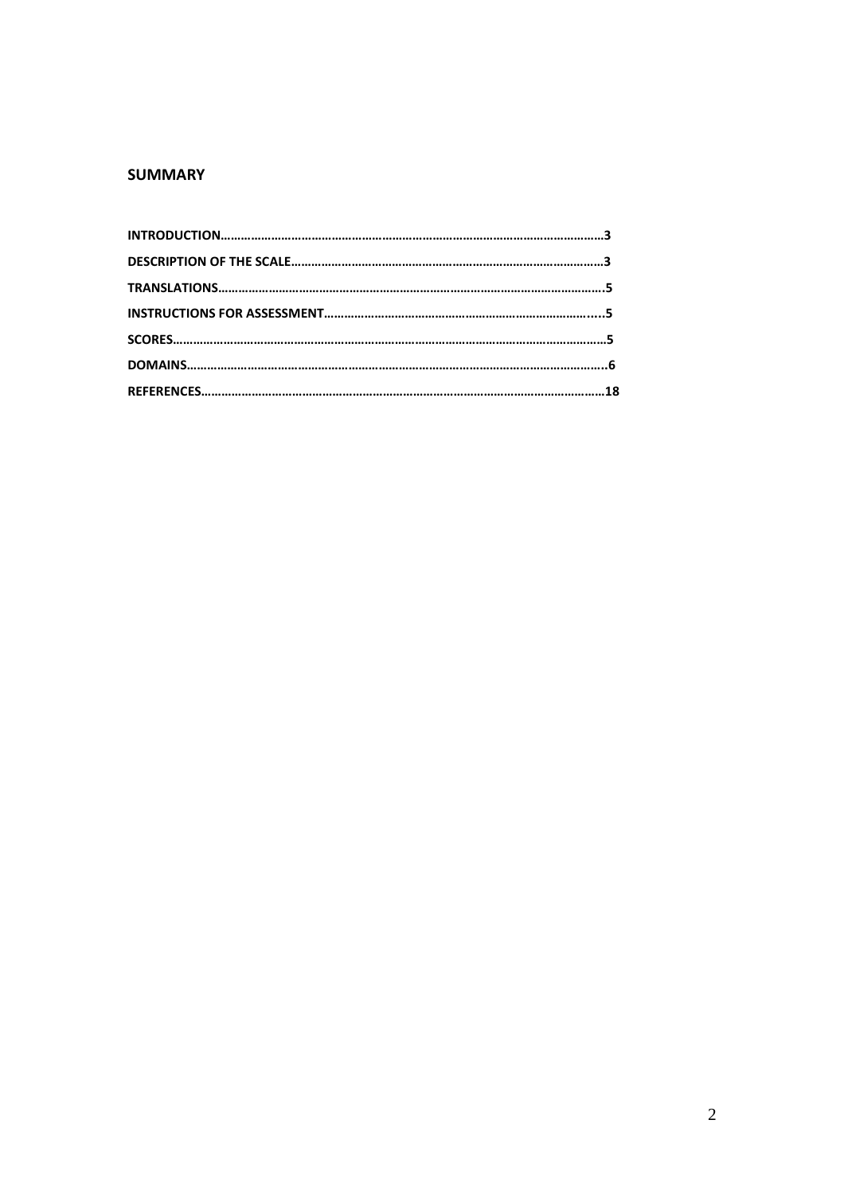## SUMMARY

**INTRODUCTION…………………………………………………………………………………………………3**

**DESCRIPTION OF THE SCALE………………………………………………………………………………3**

**TRANSLATIONS……………………………………………………………………………………………….5**

**INSTRUCTIONS FOR ASSESSMENT……………………………………………………………………….....5**

**SCORES………………………………………………………………………………………………………5**

**DOMAINS……………………………………………………………………………………………………..6**

**REFERENCES……………………………………………………………………………………………….18**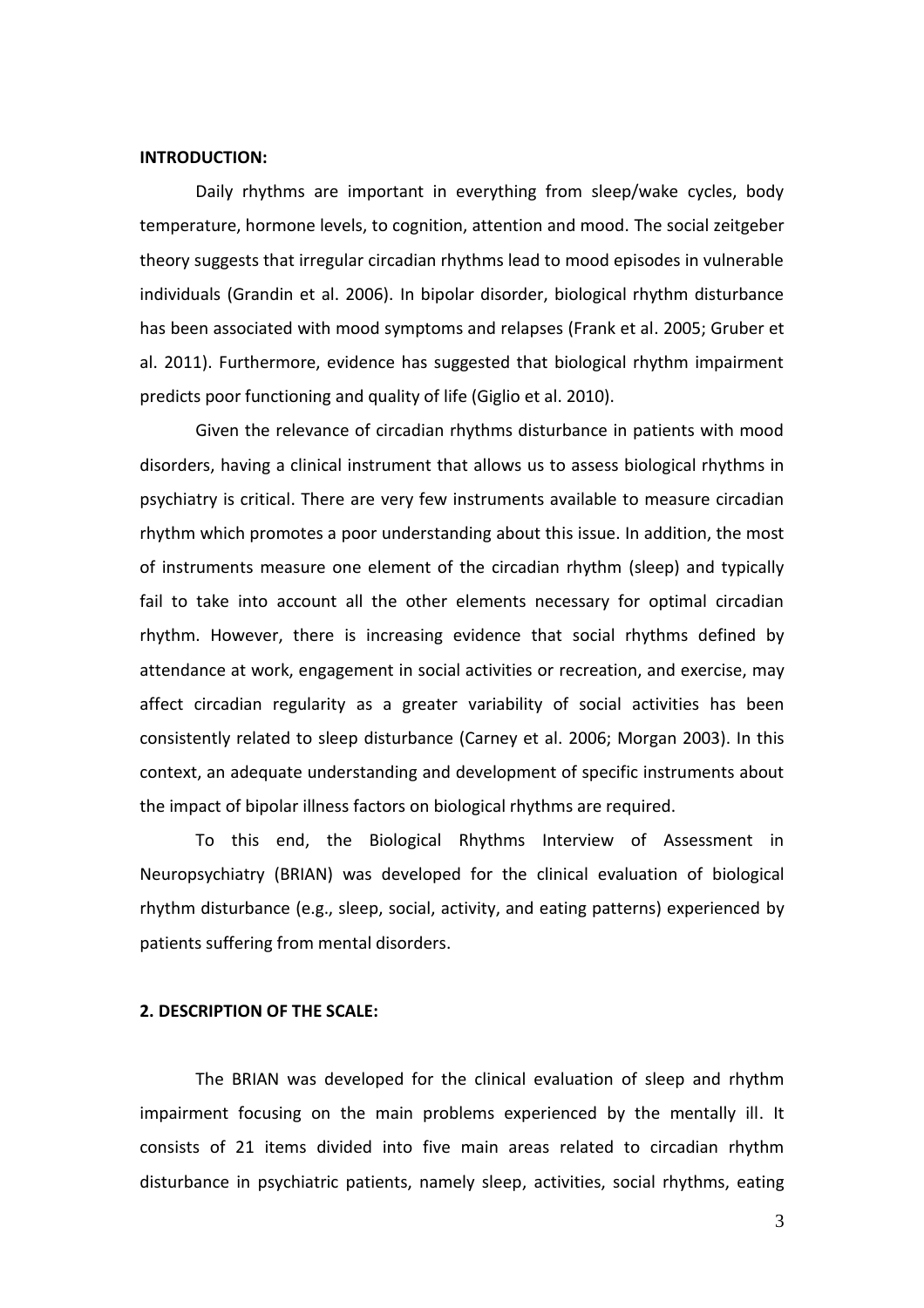## INTRODUCTION:

Daily rhythms are important in everything from sleep/wake cycles, body temperature, hormone levels, to cognition, attention and mood. The social zeitgeber theory suggests that irregular circadian rhythms lead to mood episodes in vulnerable individuals (Grandin et al. 2006). In bipolar disorder, biological rhythm disturbance has been associated with mood symptoms and relapses (Frank et al. 2005; Gruber et al. 2011). Furthermore, evidence has suggested that biological rhythm impairment predicts poor functioning and quality of life (Giglio et al. 2010).

Given the relevance of circadian rhythms disturbance in patients with mood disorders, having a clinical instrument that allows us to assess biological rhythms in psychiatry is critical. There are very few instruments available to measure circadian rhythm which promotes a poor understanding about this issue. In addition, the most of instruments measure one element of the circadian rhythm (sleep) and typically fail to take into account all the other elements necessary for optimal circadian rhythm. However, there is increasing evidence that social rhythms defined by attendance at work, engagement in social activities or recreation, and exercise, may affect circadian regularity as a greater variability of social activities has been consistently related to sleep disturbance (Carney et al. 2006; Morgan 2003). In this context, an adequate understanding and development of specific instruments about the impact of bipolar illness factors on biological rhythms are required.

To this end, the Biological Rhythms Interview of Assessment in Neuropsychiatry (BRIAN) was developed for the clinical evaluation of biological rhythm disturbance (e.g., sleep, social, activity, and eating patterns) experienced by patients suffering from mental disorders.

## 2. DESCRIPTION OF THE SCALE:

The BRIAN was developed for the clinical evaluation of sleep and rhythm impairment focusing on the main problems experienced by the mentally ill. It consists of 21 items divided into five main areas related to circadian rhythm disturbance in psychiatric patients, namely sleep, activities, social rhythms, eating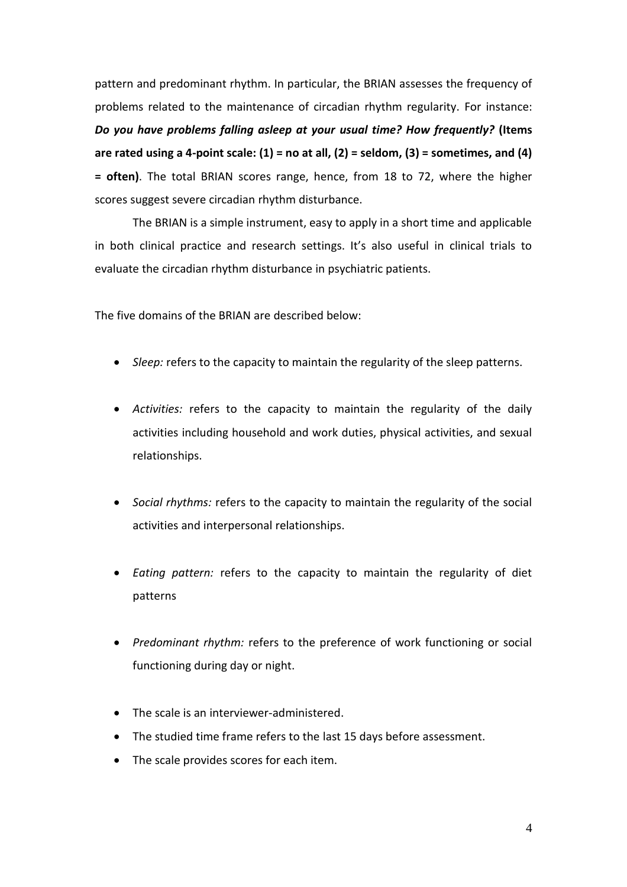pattern and predominant rhythm. In particular, the BRIAN assesses the frequency of problems related to the maintenance of circadian rhythm regularity. For instance: ***Do you have problems falling asleep at your usual time? How frequently?*** **(Items are rated using a 4-point scale: (1) = no at all, (2) = seldom, (3) = sometimes, and (4) = often)**. The total BRIAN scores range, hence, from 18 to 72, where the higher scores suggest severe circadian rhythm disturbance.

The BRIAN is a simple instrument, easy to apply in a short time and applicable in both clinical practice and research settings. It's also useful in clinical trials to evaluate the circadian rhythm disturbance in psychiatric patients.

The five domains of the BRIAN are described below:

- *Sleep:* refers to the capacity to maintain the regularity of the sleep patterns.
- *Activities:* refers to the capacity to maintain the regularity of the daily activities including household and work duties, physical activities, and sexual relationships.
- *Social rhythms:* refers to the capacity to maintain the regularity of the social activities and interpersonal relationships.
- *Eating pattern:* refers to the capacity to maintain the regularity of diet patterns
- *Predominant rhythm:* refers to the preference of work functioning or social functioning during day or night.
- The scale is an interviewer-administered.
- The studied time frame refers to the last 15 days before assessment.
- The scale provides scores for each item.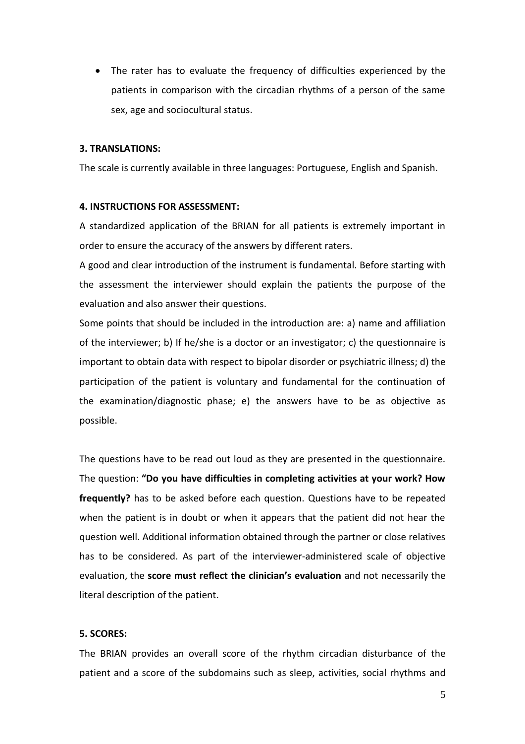- The rater has to evaluate the frequency of difficulties experienced by the patients in comparison with the circadian rhythms of a person of the same sex, age and sociocultural status.

**3. TRANSLATIONS:**

The scale is currently available in three languages: Portuguese, English and Spanish.

**4. INSTRUCTIONS FOR ASSESSMENT:**

A standardized application of the BRIAN for all patients is extremely important in order to ensure the accuracy of the answers by different raters.

A good and clear introduction of the instrument is fundamental. Before starting with the assessment the interviewer should explain the patients the purpose of the evaluation and also answer their questions.

Some points that should be included in the introduction are: a) name and affiliation of the interviewer; b) If he/she is a doctor or an investigator; c) the questionnaire is important to obtain data with respect to bipolar disorder or psychiatric illness; d) the participation of the patient is voluntary and fundamental for the continuation of the examination/diagnostic phase; e) the answers have to be as objective as possible.

The questions have to be read out loud as they are presented in the questionnaire. The question: **"Do you have difficulties in completing activities at your work? How frequently?** has to be asked before each question. Questions have to be repeated when the patient is in doubt or when it appears that the patient did not hear the question well. Additional information obtained through the partner or close relatives has to be considered. As part of the interviewer-administered scale of objective evaluation, the **score must reflect the clinician's evaluation** and not necessarily the literal description of the patient.

**5. SCORES:**

The BRIAN provides an overall score of the rhythm circadian disturbance of the patient and a score of the subdomains such as sleep, activities, social rhythms and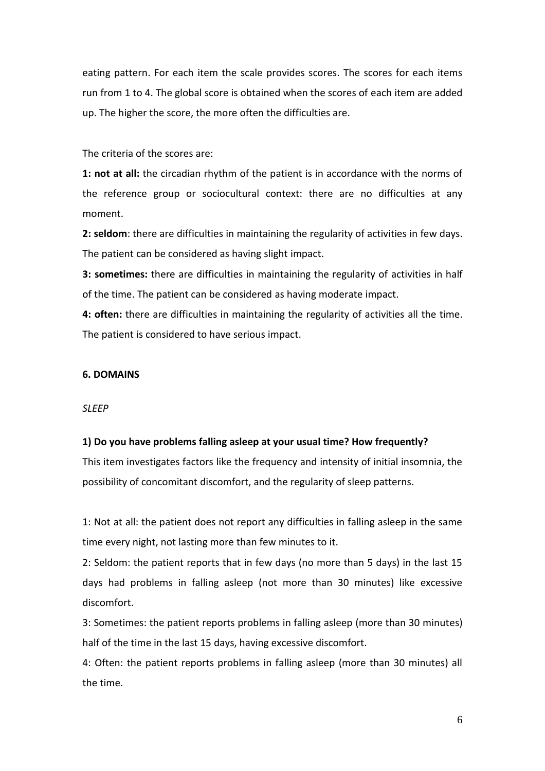eating pattern. For each item the scale provides scores. The scores for each items run from 1 to 4. The global score is obtained when the scores of each item are added up. The higher the score, the more often the difficulties are.

The criteria of the scores are:

**1: not at all:** the circadian rhythm of the patient is in accordance with the norms of the reference group or sociocultural context: there are no difficulties at any moment.

**2: seldom**: there are difficulties in maintaining the regularity of activities in few days. The patient can be considered as having slight impact.

**3: sometimes:** there are difficulties in maintaining the regularity of activities in half of the time. The patient can be considered as having moderate impact.

**4: often:** there are difficulties in maintaining the regularity of activities all the time. The patient is considered to have serious impact.

## 6. DOMAINS

*SLEEP*

**1) Do you have problems falling asleep at your usual time? How frequently?**

This item investigates factors like the frequency and intensity of initial insomnia, the possibility of concomitant discomfort, and the regularity of sleep patterns.

1: Not at all: the patient does not report any difficulties in falling asleep in the same time every night, not lasting more than few minutes to it.

2: Seldom: the patient reports that in few days (no more than 5 days) in the last 15 days had problems in falling asleep (not more than 30 minutes) like excessive discomfort.

3: Sometimes: the patient reports problems in falling asleep (more than 30 minutes) half of the time in the last 15 days, having excessive discomfort.

4: Often: the patient reports problems in falling asleep (more than 30 minutes) all the time.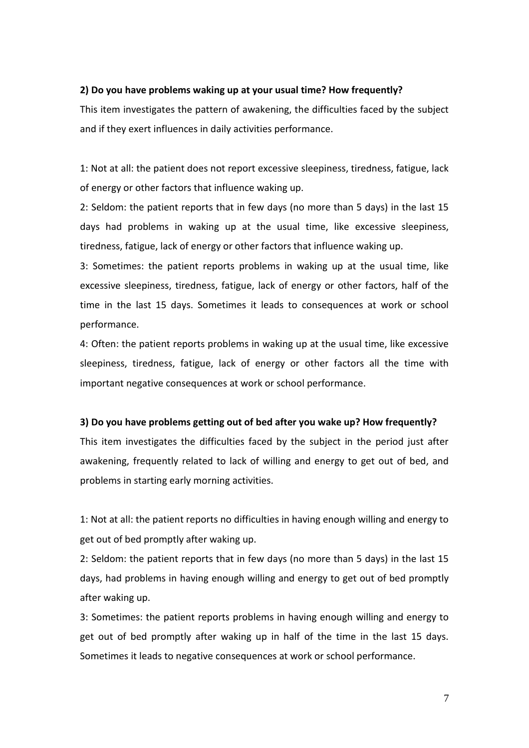**2) Do you have problems waking up at your usual time? How frequently?**

This item investigates the pattern of awakening, the difficulties faced by the subject and if they exert influences in daily activities performance.

1: Not at all: the patient does not report excessive sleepiness, tiredness, fatigue, lack of energy or other factors that influence waking up.

2: Seldom: the patient reports that in few days (no more than 5 days) in the last 15 days had problems in waking up at the usual time, like excessive sleepiness, tiredness, fatigue, lack of energy or other factors that influence waking up.

3: Sometimes: the patient reports problems in waking up at the usual time, like excessive sleepiness, tiredness, fatigue, lack of energy or other factors, half of the time in the last 15 days. Sometimes it leads to consequences at work or school performance.

4: Often: the patient reports problems in waking up at the usual time, like excessive sleepiness, tiredness, fatigue, lack of energy or other factors all the time with important negative consequences at work or school performance.

**3) Do you have problems getting out of bed after you wake up? How frequently?**

This item investigates the difficulties faced by the subject in the period just after awakening, frequently related to lack of willing and energy to get out of bed, and problems in starting early morning activities.

1: Not at all: the patient reports no difficulties in having enough willing and energy to get out of bed promptly after waking up.

2: Seldom: the patient reports that in few days (no more than 5 days) in the last 15 days, had problems in having enough willing and energy to get out of bed promptly after waking up.

3: Sometimes: the patient reports problems in having enough willing and energy to get out of bed promptly after waking up in half of the time in the last 15 days. Sometimes it leads to negative consequences at work or school performance.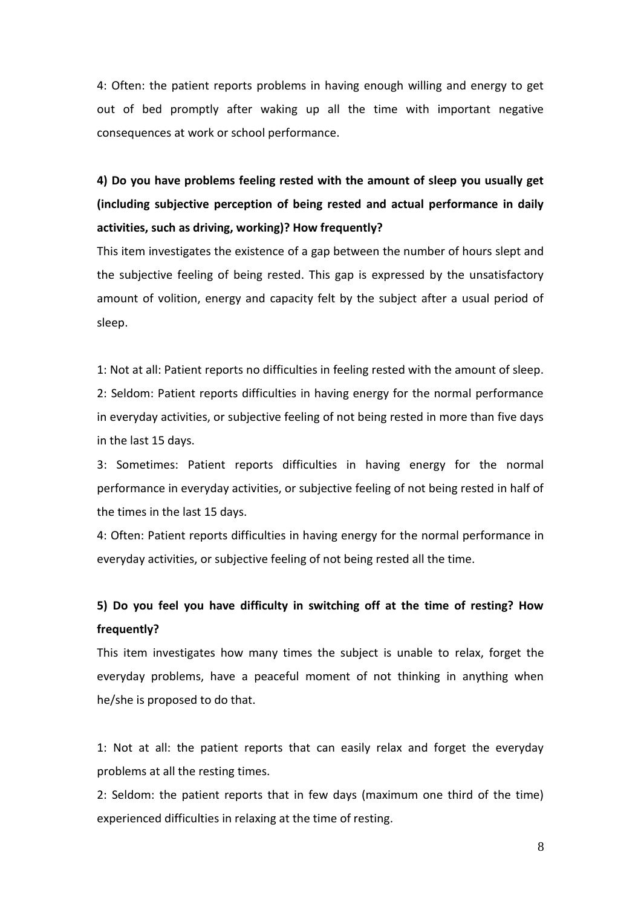4: Often: the patient reports problems in having enough willing and energy to get out of bed promptly after waking up all the time with important negative consequences at work or school performance.

**4) Do you have problems feeling rested with the amount of sleep you usually get (including subjective perception of being rested and actual performance in daily activities, such as driving, working)? How frequently?**

This item investigates the existence of a gap between the number of hours slept and the subjective feeling of being rested. This gap is expressed by the unsatisfactory amount of volition, energy and capacity felt by the subject after a usual period of sleep.

1: Not at all: Patient reports no difficulties in feeling rested with the amount of sleep.
2: Seldom: Patient reports difficulties in having energy for the normal performance in everyday activities, or subjective feeling of not being rested in more than five days in the last 15 days.
3: Sometimes: Patient reports difficulties in having energy for the normal performance in everyday activities, or subjective feeling of not being rested in half of the times in the last 15 days.
4: Often: Patient reports difficulties in having energy for the normal performance in everyday activities, or subjective feeling of not being rested all the time.

**5) Do you feel you have difficulty in switching off at the time of resting? How frequently?**

This item investigates how many times the subject is unable to relax, forget the everyday problems, have a peaceful moment of not thinking in anything when he/she is proposed to do that.

1: Not at all: the patient reports that can easily relax and forget the everyday problems at all the resting times.
2: Seldom: the patient reports that in few days (maximum one third of the time) experienced difficulties in relaxing at the time of resting.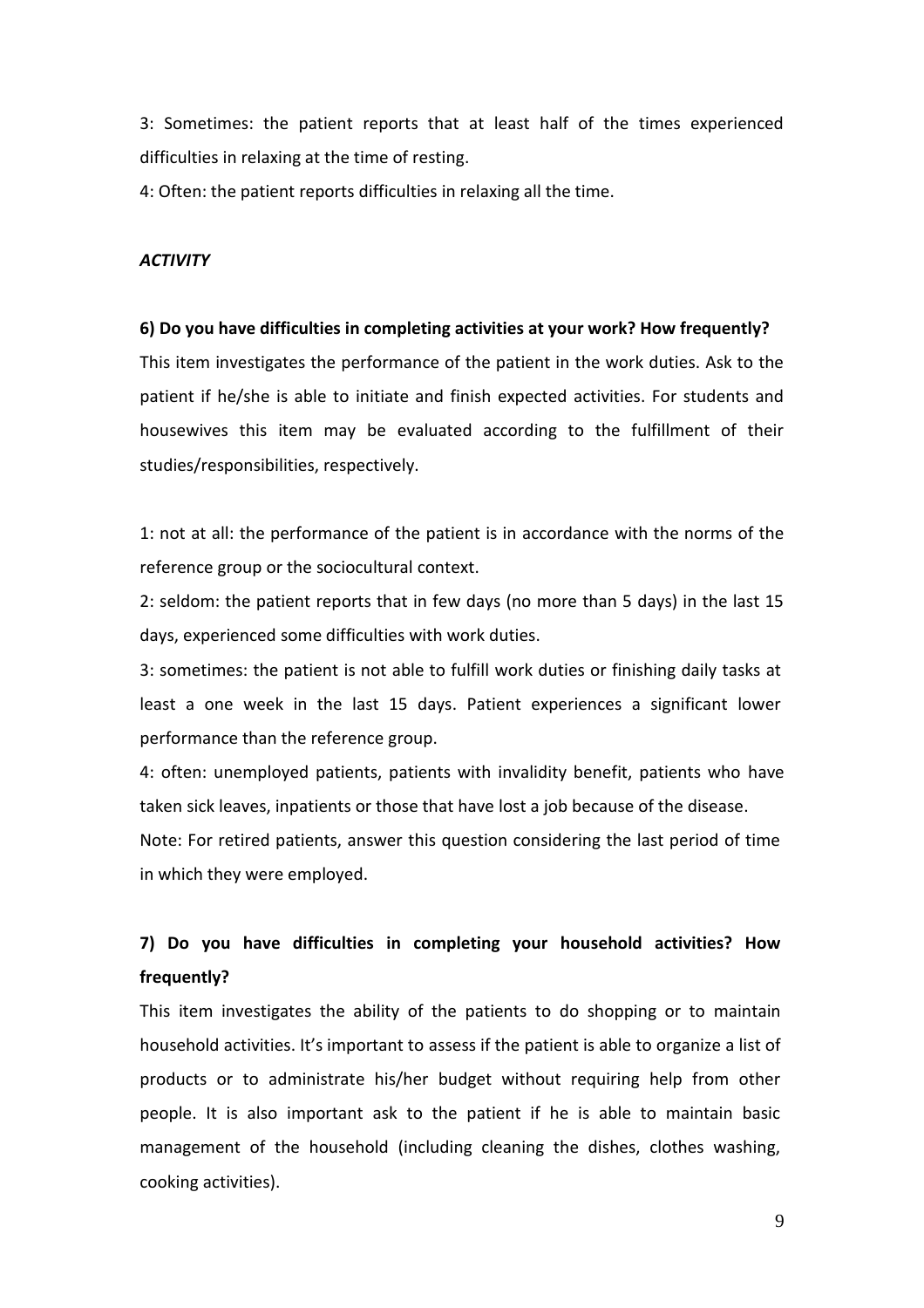3: Sometimes: the patient reports that at least half of the times experienced difficulties in relaxing at the time of resting.

4: Often: the patient reports difficulties in relaxing all the time.

***ACTIVITY***

**6) Do you have difficulties in completing activities at your work? How frequently?**

This item investigates the performance of the patient in the work duties. Ask to the patient if he/she is able to initiate and finish expected activities. For students and housewives this item may be evaluated according to the fulfillment of their studies/responsibilities, respectively.

1: not at all: the performance of the patient is in accordance with the norms of the reference group or the sociocultural context.

2: seldom: the patient reports that in few days (no more than 5 days) in the last 15 days, experienced some difficulties with work duties.

3: sometimes: the patient is not able to fulfill work duties or finishing daily tasks at least a one week in the last 15 days. Patient experiences a significant lower performance than the reference group.

4: often: unemployed patients, patients with invalidity benefit, patients who have taken sick leaves, inpatients or those that have lost a job because of the disease.

Note: For retired patients, answer this question considering the last period of time in which they were employed.

**7) Do you have difficulties in completing your household activities? How frequently?**

This item investigates the ability of the patients to do shopping or to maintain household activities. It's important to assess if the patient is able to organize a list of products or to administrate his/her budget without requiring help from other people. It is also important ask to the patient if he is able to maintain basic management of the household (including cleaning the dishes, clothes washing, cooking activities).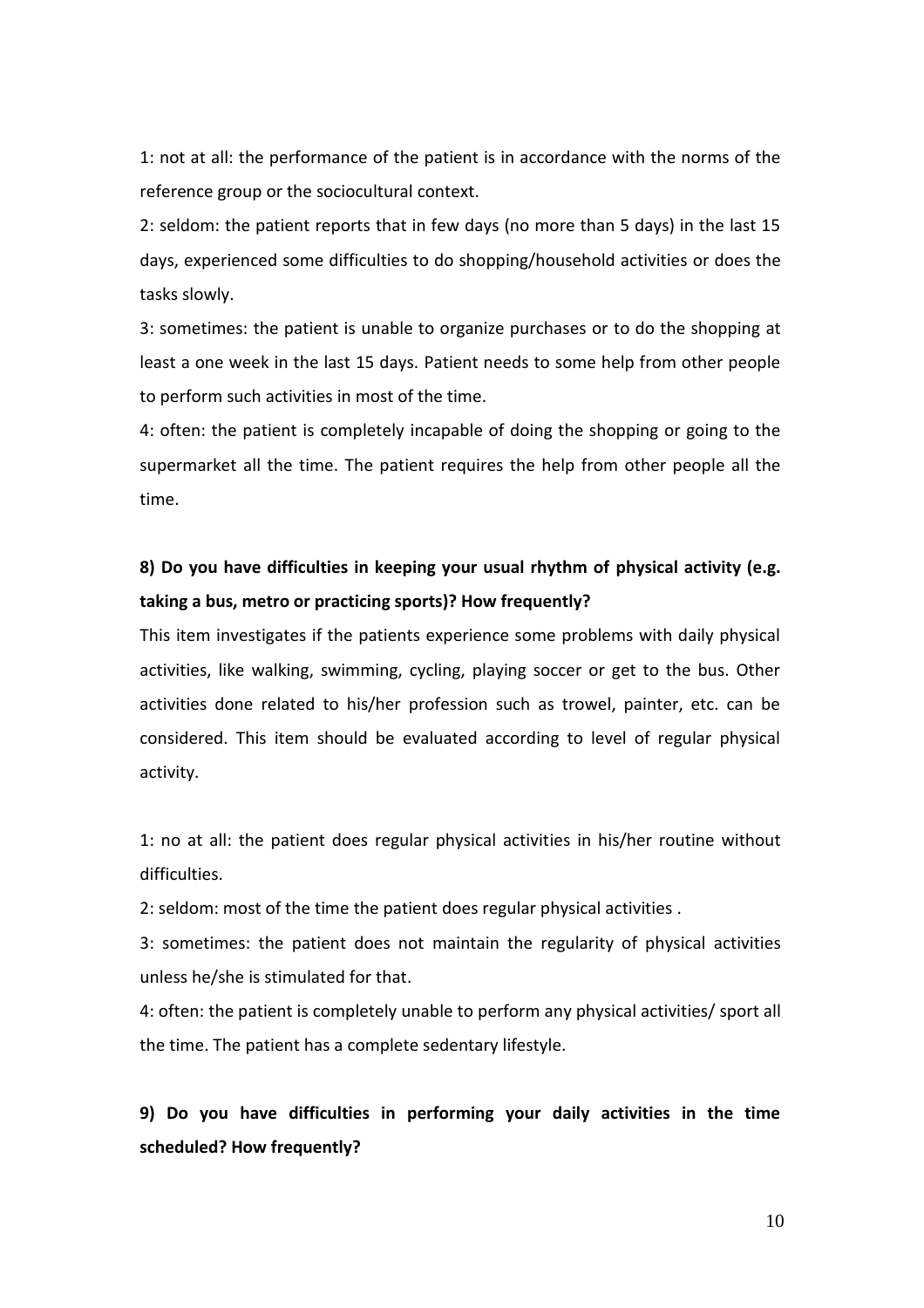1: not at all: the performance of the patient is in accordance with the norms of the reference group or the sociocultural context.

2: seldom: the patient reports that in few days (no more than 5 days) in the last 15 days, experienced some difficulties to do shopping/household activities or does the tasks slowly.

3: sometimes: the patient is unable to organize purchases or to do the shopping at least a one week in the last 15 days. Patient needs to some help from other people to perform such activities in most of the time.

4: often: the patient is completely incapable of doing the shopping or going to the supermarket all the time. The patient requires the help from other people all the time.

**8) Do you have difficulties in keeping your usual rhythm of physical activity (e.g. taking a bus, metro or practicing sports)? How frequently?**

This item investigates if the patients experience some problems with daily physical activities, like walking, swimming, cycling, playing soccer or get to the bus. Other activities done related to his/her profession such as trowel, painter, etc. can be considered. This item should be evaluated according to level of regular physical activity.

1: no at all: the patient does regular physical activities in his/her routine without difficulties.

2: seldom: most of the time the patient does regular physical activities .

3: sometimes: the patient does not maintain the regularity of physical activities unless he/she is stimulated for that.

4: often: the patient is completely unable to perform any physical activities/ sport all the time. The patient has a complete sedentary lifestyle.

**9) Do you have difficulties in performing your daily activities in the time scheduled? How frequently?**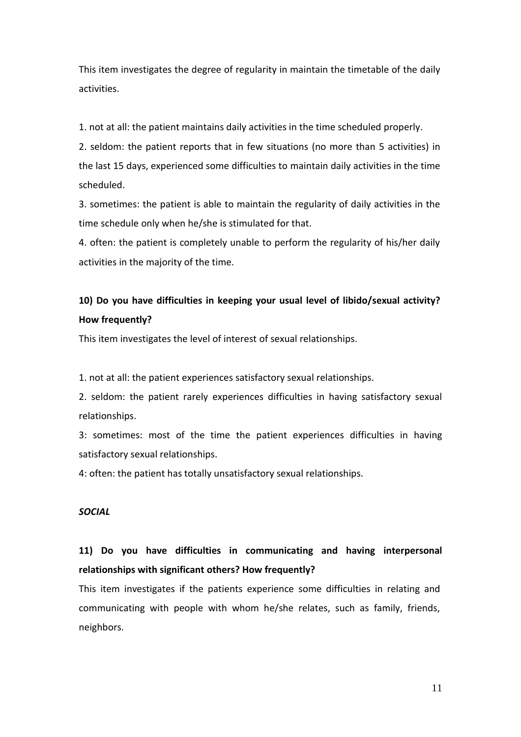This item investigates the degree of regularity in maintain the timetable of the daily activities.

1. not at all: the patient maintains daily activities in the time scheduled properly.
2. seldom: the patient reports that in few situations (no more than 5 activities) in the last 15 days, experienced some difficulties to maintain daily activities in the time scheduled.
3. sometimes: the patient is able to maintain the regularity of daily activities in the time schedule only when he/she is stimulated for that.
4. often: the patient is completely unable to perform the regularity of his/her daily activities in the majority of the time.

**10) Do you have difficulties in keeping your usual level of libido/sexual activity? How frequently?**

This item investigates the level of interest of sexual relationships.

1. not at all: the patient experiences satisfactory sexual relationships.
2. seldom: the patient rarely experiences difficulties in having satisfactory sexual relationships.

3: sometimes: most of the time the patient experiences difficulties in having satisfactory sexual relationships.

4: often: the patient has totally unsatisfactory sexual relationships.

***SOCIAL***

**11) Do you have difficulties in communicating and having interpersonal relationships with significant others? How frequently?**

This item investigates if the patients experience some difficulties in relating and communicating with people with whom he/she relates, such as family, friends, neighbors.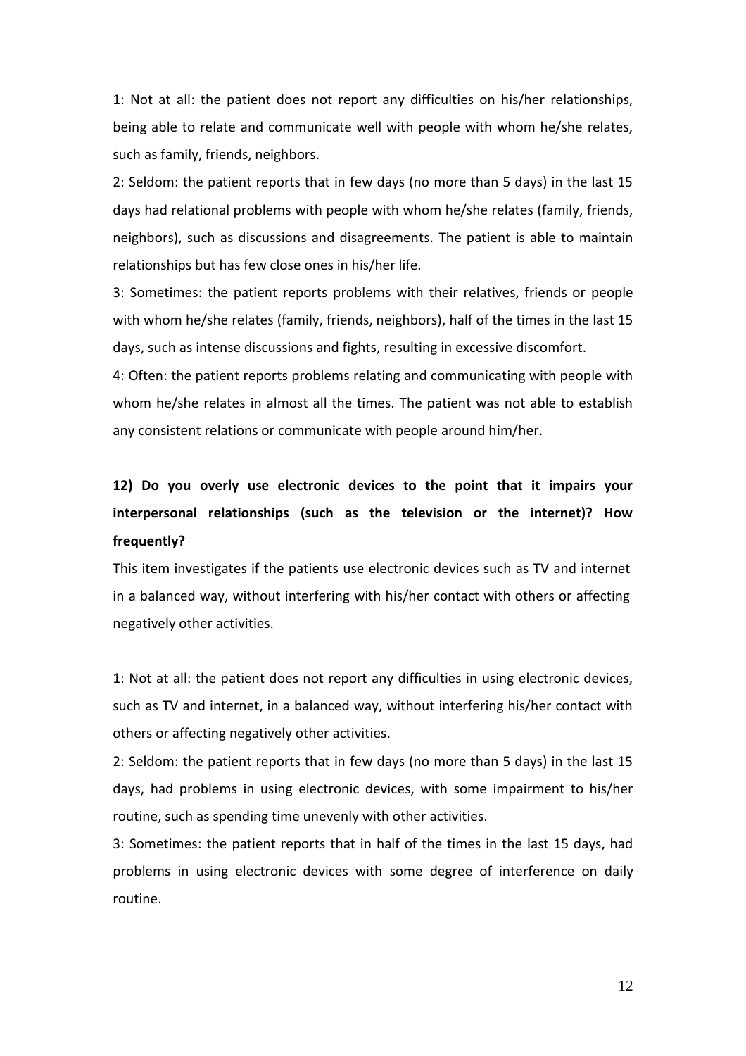1: Not at all: the patient does not report any difficulties on his/her relationships, being able to relate and communicate well with people with whom he/she relates, such as family, friends, neighbors.

2: Seldom: the patient reports that in few days (no more than 5 days) in the last 15 days had relational problems with people with whom he/she relates (family, friends, neighbors), such as discussions and disagreements. The patient is able to maintain relationships but has few close ones in his/her life.

3: Sometimes: the patient reports problems with their relatives, friends or people with whom he/she relates (family, friends, neighbors), half of the times in the last 15 days, such as intense discussions and fights, resulting in excessive discomfort.

4: Often: the patient reports problems relating and communicating with people with whom he/she relates in almost all the times. The patient was not able to establish any consistent relations or communicate with people around him/her.

**12) Do you overly use electronic devices to the point that it impairs your interpersonal relationships (such as the television or the internet)? How frequently?**

This item investigates if the patients use electronic devices such as TV and internet in a balanced way, without interfering with his/her contact with others or affecting negatively other activities.

1: Not at all: the patient does not report any difficulties in using electronic devices, such as TV and internet, in a balanced way, without interfering his/her contact with others or affecting negatively other activities.

2: Seldom: the patient reports that in few days (no more than 5 days) in the last 15 days, had problems in using electronic devices, with some impairment to his/her routine, such as spending time unevenly with other activities.

3: Sometimes: the patient reports that in half of the times in the last 15 days, had problems in using electronic devices with some degree of interference on daily routine.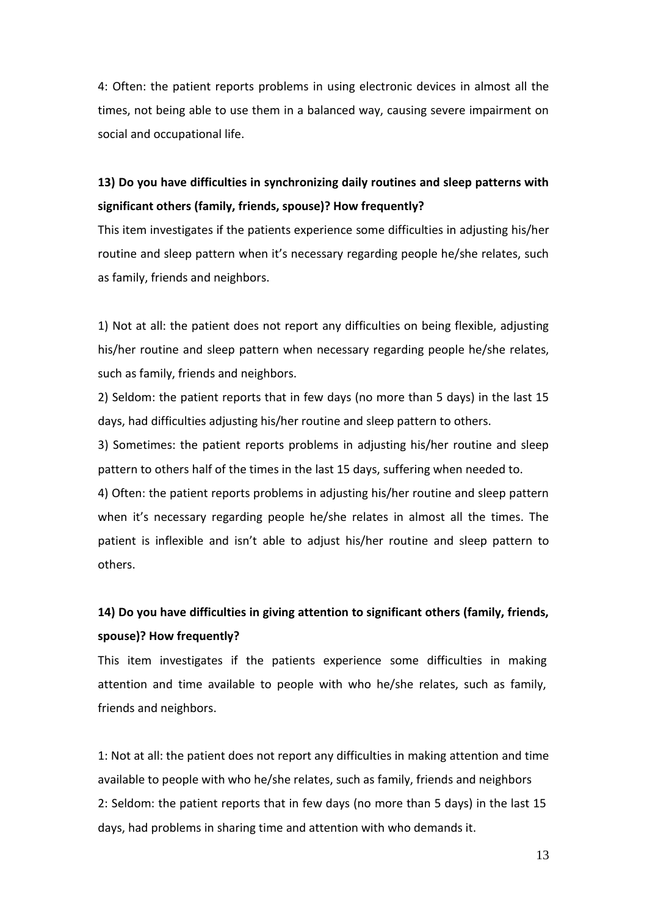4: Often: the patient reports problems in using electronic devices in almost all the times, not being able to use them in a balanced way, causing severe impairment on social and occupational life.

**13) Do you have difficulties in synchronizing daily routines and sleep patterns with significant others (family, friends, spouse)? How frequently?**

This item investigates if the patients experience some difficulties in adjusting his/her routine and sleep pattern when it's necessary regarding people he/she relates, such as family, friends and neighbors.

1) Not at all: the patient does not report any difficulties on being flexible, adjusting his/her routine and sleep pattern when necessary regarding people he/she relates, such as family, friends and neighbors.

2) Seldom: the patient reports that in few days (no more than 5 days) in the last 15 days, had difficulties adjusting his/her routine and sleep pattern to others.

3) Sometimes: the patient reports problems in adjusting his/her routine and sleep pattern to others half of the times in the last 15 days, suffering when needed to.

4) Often: the patient reports problems in adjusting his/her routine and sleep pattern when it's necessary regarding people he/she relates in almost all the times. The patient is inflexible and isn't able to adjust his/her routine and sleep pattern to others.

**14) Do you have difficulties in giving attention to significant others (family, friends, spouse)? How frequently?**

This item investigates if the patients experience some difficulties in making attention and time available to people with who he/she relates, such as family, friends and neighbors.

1: Not at all: the patient does not report any difficulties in making attention and time available to people with who he/she relates, such as family, friends and neighbors

2: Seldom: the patient reports that in few days (no more than 5 days) in the last 15 days, had problems in sharing time and attention with who demands it.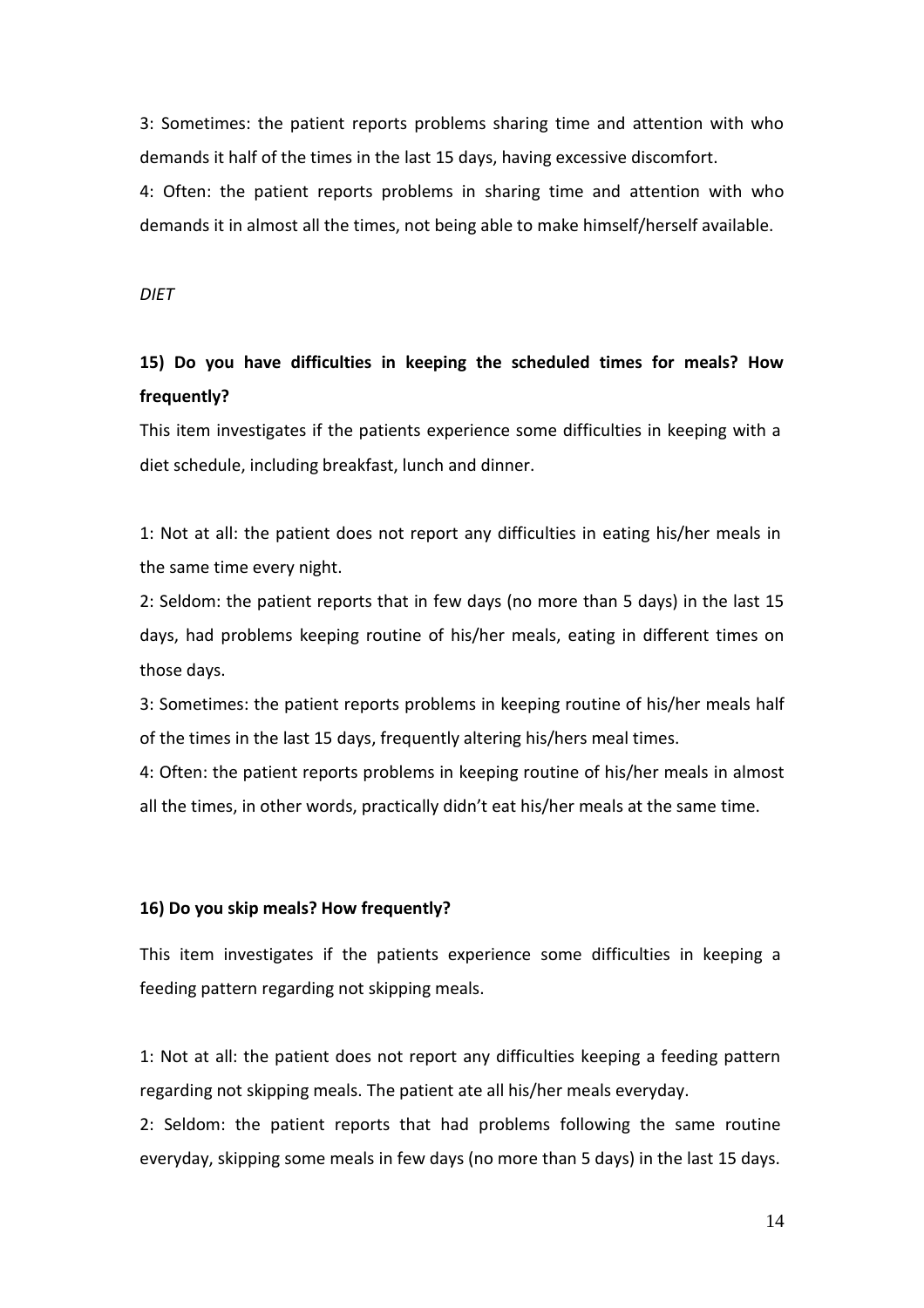3: Sometimes: the patient reports problems sharing time and attention with who demands it half of the times in the last 15 days, having excessive discomfort.

4: Often: the patient reports problems in sharing time and attention with who demands it in almost all the times, not being able to make himself/herself available.

*DIET*

**15) Do you have difficulties in keeping the scheduled times for meals? How frequently?**

This item investigates if the patients experience some difficulties in keeping with a diet schedule, including breakfast, lunch and dinner.

1: Not at all: the patient does not report any difficulties in eating his/her meals in the same time every night.

2: Seldom: the patient reports that in few days (no more than 5 days) in the last 15 days, had problems keeping routine of his/her meals, eating in different times on those days.

3: Sometimes: the patient reports problems in keeping routine of his/her meals half of the times in the last 15 days, frequently altering his/hers meal times.

4: Often: the patient reports problems in keeping routine of his/her meals in almost all the times, in other words, practically didn't eat his/her meals at the same time.

**16) Do you skip meals? How frequently?**

This item investigates if the patients experience some difficulties in keeping a feeding pattern regarding not skipping meals.

1: Not at all: the patient does not report any difficulties keeping a feeding pattern regarding not skipping meals. The patient ate all his/her meals everyday.

2: Seldom: the patient reports that had problems following the same routine everyday, skipping some meals in few days (no more than 5 days) in the last 15 days.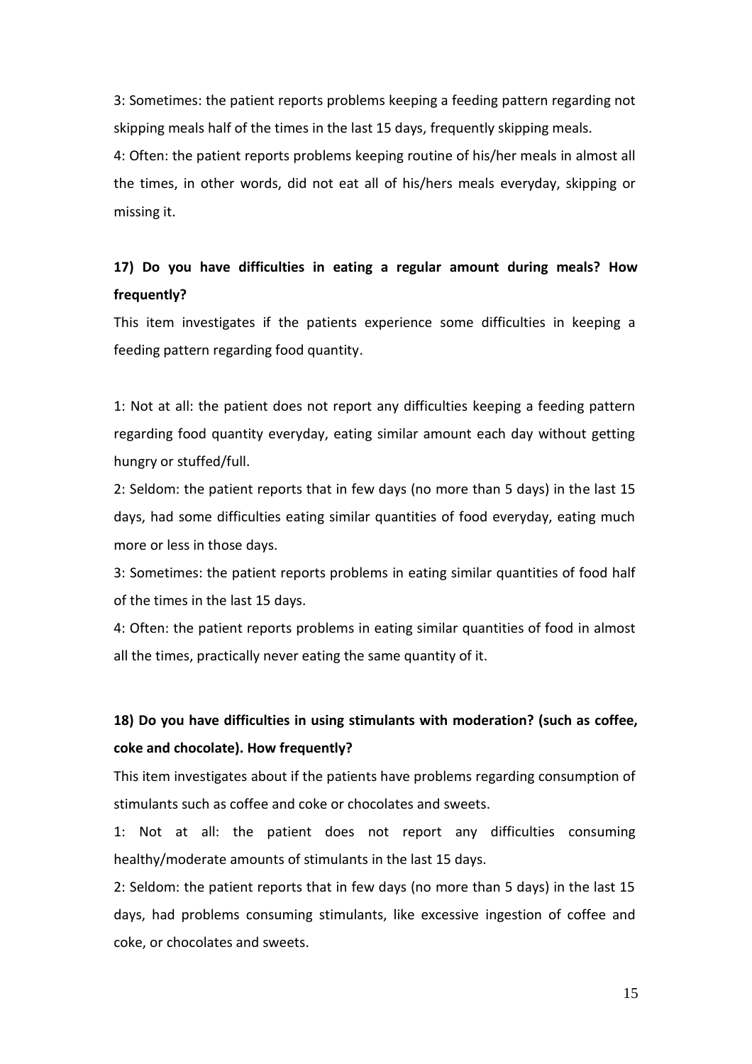3: Sometimes: the patient reports problems keeping a feeding pattern regarding not skipping meals half of the times in the last 15 days, frequently skipping meals.

4: Often: the patient reports problems keeping routine of his/her meals in almost all the times, in other words, did not eat all of his/hers meals everyday, skipping or missing it.

**17) Do you have difficulties in eating a regular amount during meals? How frequently?**

This item investigates if the patients experience some difficulties in keeping a feeding pattern regarding food quantity.

1: Not at all: the patient does not report any difficulties keeping a feeding pattern regarding food quantity everyday, eating similar amount each day without getting hungry or stuffed/full.

2: Seldom: the patient reports that in few days (no more than 5 days) in the last 15 days, had some difficulties eating similar quantities of food everyday, eating much more or less in those days.

3: Sometimes: the patient reports problems in eating similar quantities of food half of the times in the last 15 days.

4: Often: the patient reports problems in eating similar quantities of food in almost all the times, practically never eating the same quantity of it.

**18) Do you have difficulties in using stimulants with moderation? (such as coffee, coke and chocolate). How frequently?**

This item investigates about if the patients have problems regarding consumption of stimulants such as coffee and coke or chocolates and sweets.

1: Not at all: the patient does not report any difficulties consuming healthy/moderate amounts of stimulants in the last 15 days.

2: Seldom: the patient reports that in few days (no more than 5 days) in the last 15 days, had problems consuming stimulants, like excessive ingestion of coffee and coke, or chocolates and sweets.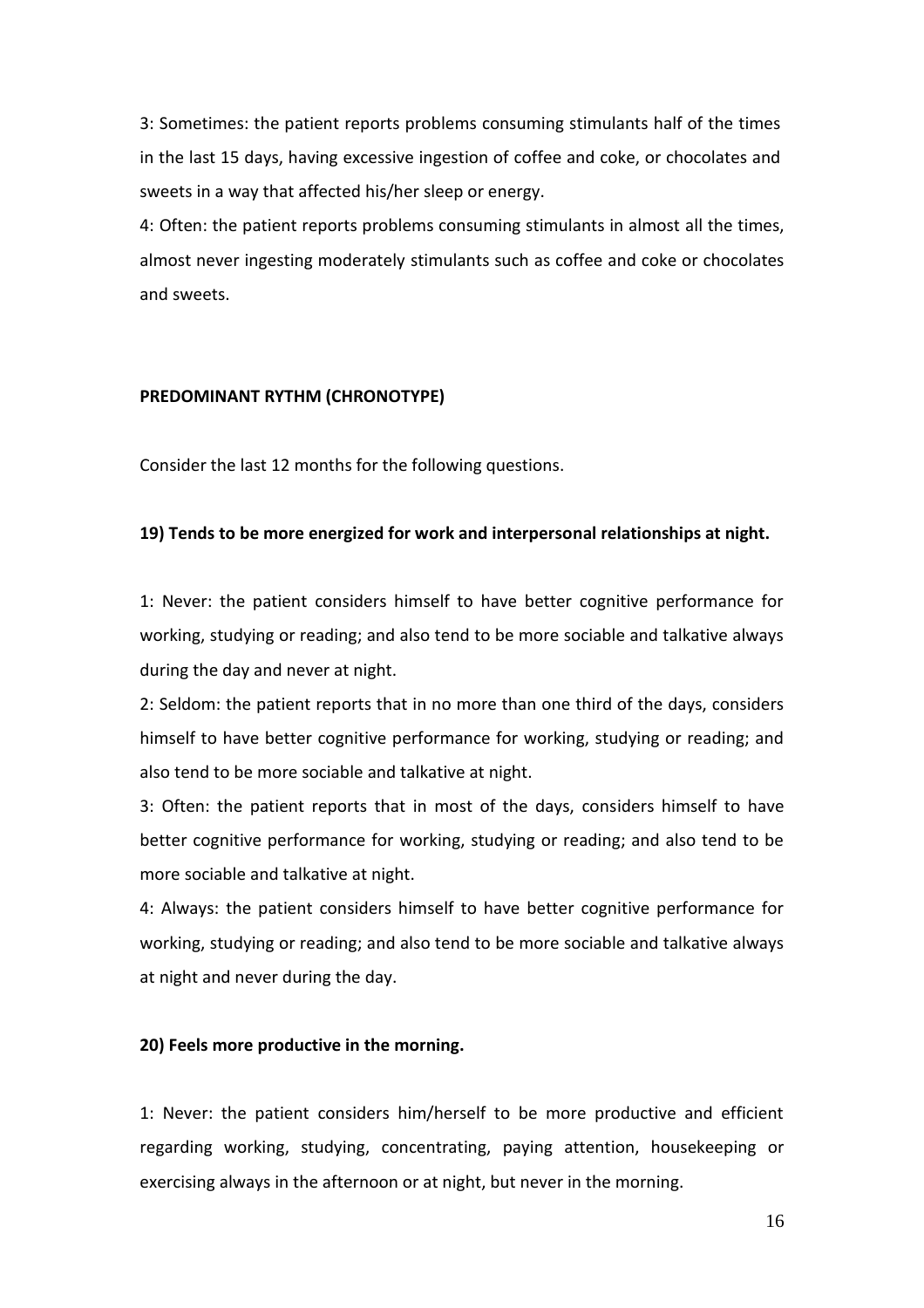3: Sometimes: the patient reports problems consuming stimulants half of the times in the last 15 days, having excessive ingestion of coffee and coke, or chocolates and sweets in a way that affected his/her sleep or energy.

4: Often: the patient reports problems consuming stimulants in almost all the times, almost never ingesting moderately stimulants such as coffee and coke or chocolates and sweets.

**PREDOMINANT RYTHM (CHRONOTYPE)**

Consider the last 12 months for the following questions.

**19) Tends to be more energized for work and interpersonal relationships at night.**

1: Never: the patient considers himself to have better cognitive performance for working, studying or reading; and also tend to be more sociable and talkative always during the day and never at night.

2: Seldom: the patient reports that in no more than one third of the days, considers himself to have better cognitive performance for working, studying or reading; and also tend to be more sociable and talkative at night.

3: Often: the patient reports that in most of the days, considers himself to have better cognitive performance for working, studying or reading; and also tend to be more sociable and talkative at night.

4: Always: the patient considers himself to have better cognitive performance for working, studying or reading; and also tend to be more sociable and talkative always at night and never during the day.

**20) Feels more productive in the morning.**

1: Never: the patient considers him/herself to be more productive and efficient regarding working, studying, concentrating, paying attention, housekeeping or exercising always in the afternoon or at night, but never in the morning.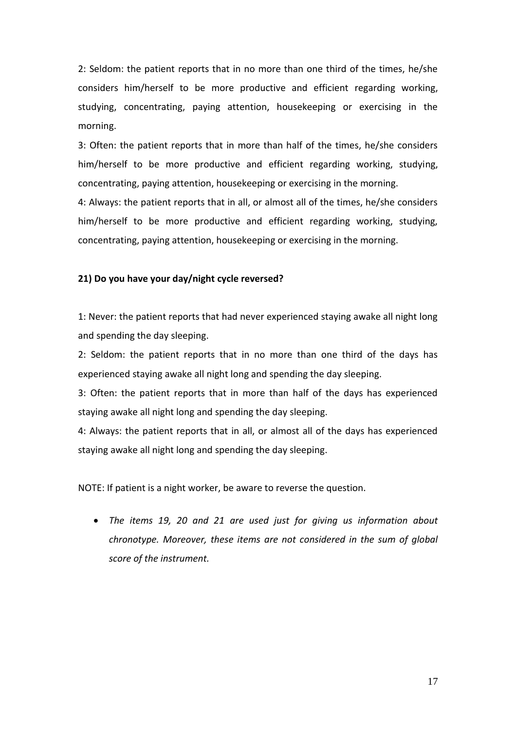2: Seldom: the patient reports that in no more than one third of the times, he/she considers him/herself to be more productive and efficient regarding working, studying, concentrating, paying attention, housekeeping or exercising in the morning.

3: Often: the patient reports that in more than half of the times, he/she considers him/herself to be more productive and efficient regarding working, studying, concentrating, paying attention, housekeeping or exercising in the morning.

4: Always: the patient reports that in all, or almost all of the times, he/she considers him/herself to be more productive and efficient regarding working, studying, concentrating, paying attention, housekeeping or exercising in the morning.

**21) Do you have your day/night cycle reversed?**

1: Never: the patient reports that had never experienced staying awake all night long and spending the day sleeping.

2: Seldom: the patient reports that in no more than one third of the days has experienced staying awake all night long and spending the day sleeping.

3: Often: the patient reports that in more than half of the days has experienced staying awake all night long and spending the day sleeping.

4: Always: the patient reports that in all, or almost all of the days has experienced staying awake all night long and spending the day sleeping.

NOTE: If patient is a night worker, be aware to reverse the question.

- *The items 19, 20 and 21 are used just for giving us information about chronotype. Moreover, these items are not considered in the sum of global score of the instrument.*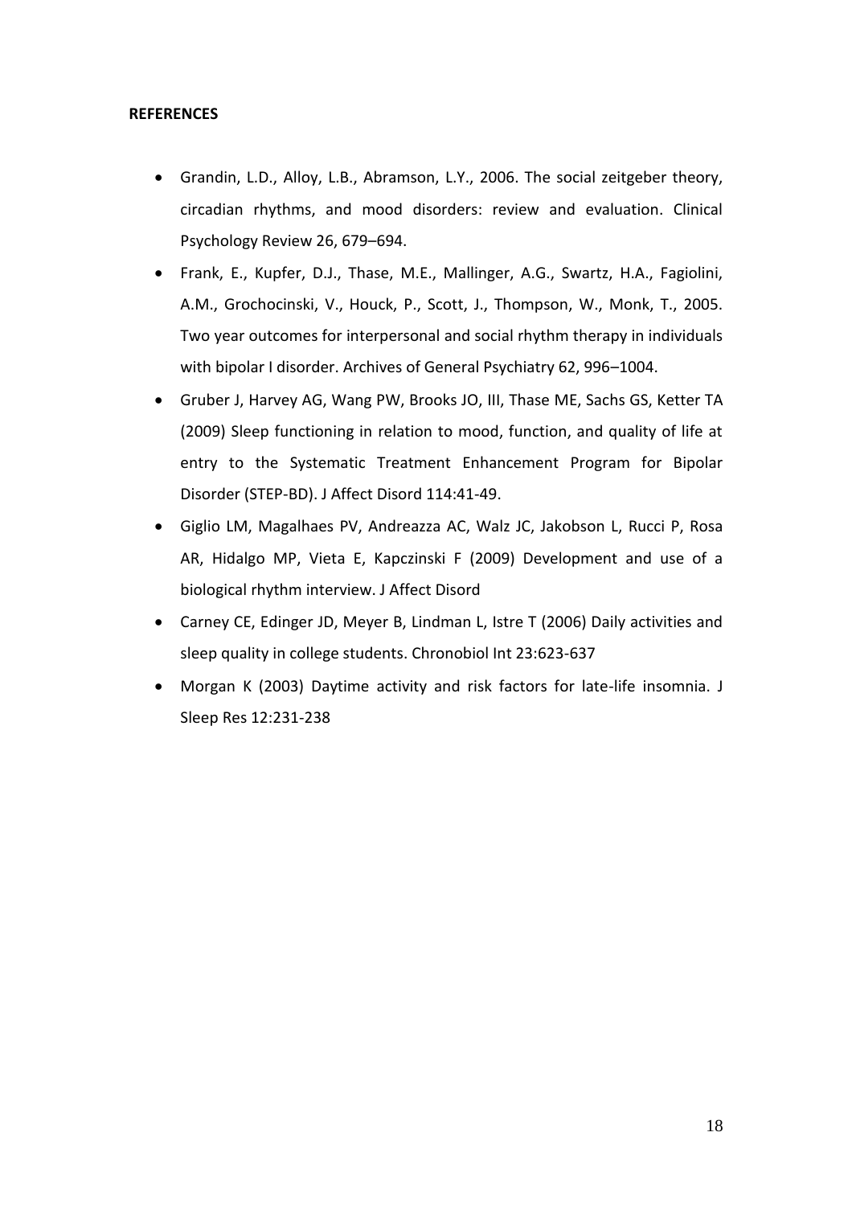**REFERENCES**

- Grandin, L.D., Alloy, L.B., Abramson, L.Y., 2006. The social zeitgeber theory, circadian rhythms, and mood disorders: review and evaluation. Clinical Psychology Review 26, 679–694.
- Frank, E., Kupfer, D.J., Thase, M.E., Mallinger, A.G., Swartz, H.A., Fagiolini, A.M., Grochocinski, V., Houck, P., Scott, J., Thompson, W., Monk, T., 2005. Two year outcomes for interpersonal and social rhythm therapy in individuals with bipolar I disorder. Archives of General Psychiatry 62, 996–1004.
- Gruber J, Harvey AG, Wang PW, Brooks JO, III, Thase ME, Sachs GS, Ketter TA (2009) Sleep functioning in relation to mood, function, and quality of life at entry to the Systematic Treatment Enhancement Program for Bipolar Disorder (STEP-BD). J Affect Disord 114:41-49.
- Giglio LM, Magalhaes PV, Andreazza AC, Walz JC, Jakobson L, Rucci P, Rosa AR, Hidalgo MP, Vieta E, Kapczinski F (2009) Development and use of a biological rhythm interview. J Affect Disord
- Carney CE, Edinger JD, Meyer B, Lindman L, Istre T (2006) Daily activities and sleep quality in college students. Chronobiol Int 23:623-637
- Morgan K (2003) Daytime activity and risk factors for late-life insomnia. J Sleep Res 12:231-238